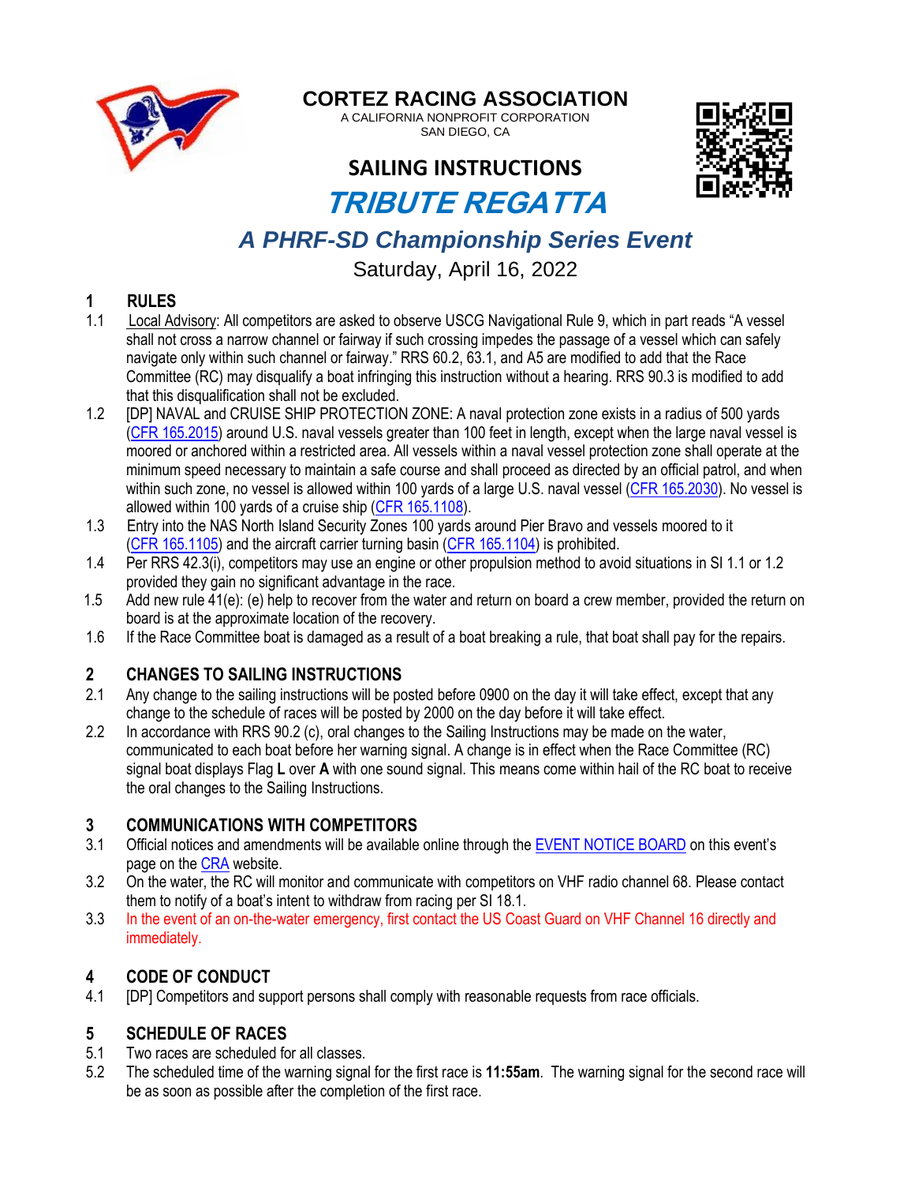# CORTEZ RACING ASSOCIATION

A CALIFORNIA NONPROFIT CORPORATION
SAN DIEGO, CA

## SAILING INSTRUCTIONS

# *TRIBUTE REGATTA*

## *A PHRF-SD Championship Series Event*

Saturday, April 16, 2022

## 1 RULES

1.1 Local Advisory: All competitors are asked to observe USCG Navigational Rule 9, which in part reads "A vessel shall not cross a narrow channel or fairway if such crossing impedes the passage of a vessel which can safely navigate only within such channel or fairway." RRS 60.2, 63.1, and A5 are modified to add that the Race Committee (RC) may disqualify a boat infringing this instruction without a hearing. RRS 90.3 is modified to add that this disqualification shall not be excluded.

1.2 [DP] NAVAL and CRUISE SHIP PROTECTION ZONE: A naval protection zone exists in a radius of 500 yards (CFR 165.2015) around U.S. naval vessels greater than 100 feet in length, except when the large naval vessel is moored or anchored within a restricted area. All vessels within a naval vessel protection zone shall operate at the minimum speed necessary to maintain a safe course and shall proceed as directed by an official patrol, and when within such zone, no vessel is allowed within 100 yards of a large U.S. naval vessel (CFR 165.2030). No vessel is allowed within 100 yards of a cruise ship (CFR 165.1108).

1.3 Entry into the NAS North Island Security Zones 100 yards around Pier Bravo and vessels moored to it (CFR 165.1105) and the aircraft carrier turning basin (CFR 165.1104) is prohibited.

1.4 Per RRS 42.3(i), competitors may use an engine or other propulsion method to avoid situations in SI 1.1 or 1.2 provided they gain no significant advantage in the race.

1.5 Add new rule 41(e): (e) help to recover from the water and return on board a crew member, provided the return on board is at the approximate location of the recovery.

1.6 If the Race Committee boat is damaged as a result of a boat breaking a rule, that boat shall pay for the repairs.

## 2 CHANGES TO SAILING INSTRUCTIONS

2.1 Any change to the sailing instructions will be posted before 0900 on the day it will take effect, except that any change to the schedule of races will be posted by 2000 on the day before it will take effect.

2.2 In accordance with RRS 90.2 (c), oral changes to the Sailing Instructions may be made on the water, communicated to each boat before her warning signal. A change is in effect when the Race Committee (RC) signal boat displays Flag **L** over **A** with one sound signal. This means come within hail of the RC boat to receive the oral changes to the Sailing Instructions.

## 3 COMMUNICATIONS WITH COMPETITORS

3.1 Official notices and amendments will be available online through the EVENT NOTICE BOARD on this event's page on the CRA website.

3.2 On the water, the RC will monitor and communicate with competitors on VHF radio channel 68. Please contact them to notify of a boat's intent to withdraw from racing per SI 18.1.

3.3 In the event of an on-the-water emergency, first contact the US Coast Guard on VHF Channel 16 directly and immediately.

## 4 CODE OF CONDUCT

4.1 [DP] Competitors and support persons shall comply with reasonable requests from race officials.

## 5 SCHEDULE OF RACES

5.1 Two races are scheduled for all classes.

5.2 The scheduled time of the warning signal for the first race is **11:55am**. The warning signal for the second race will be as soon as possible after the completion of the first race.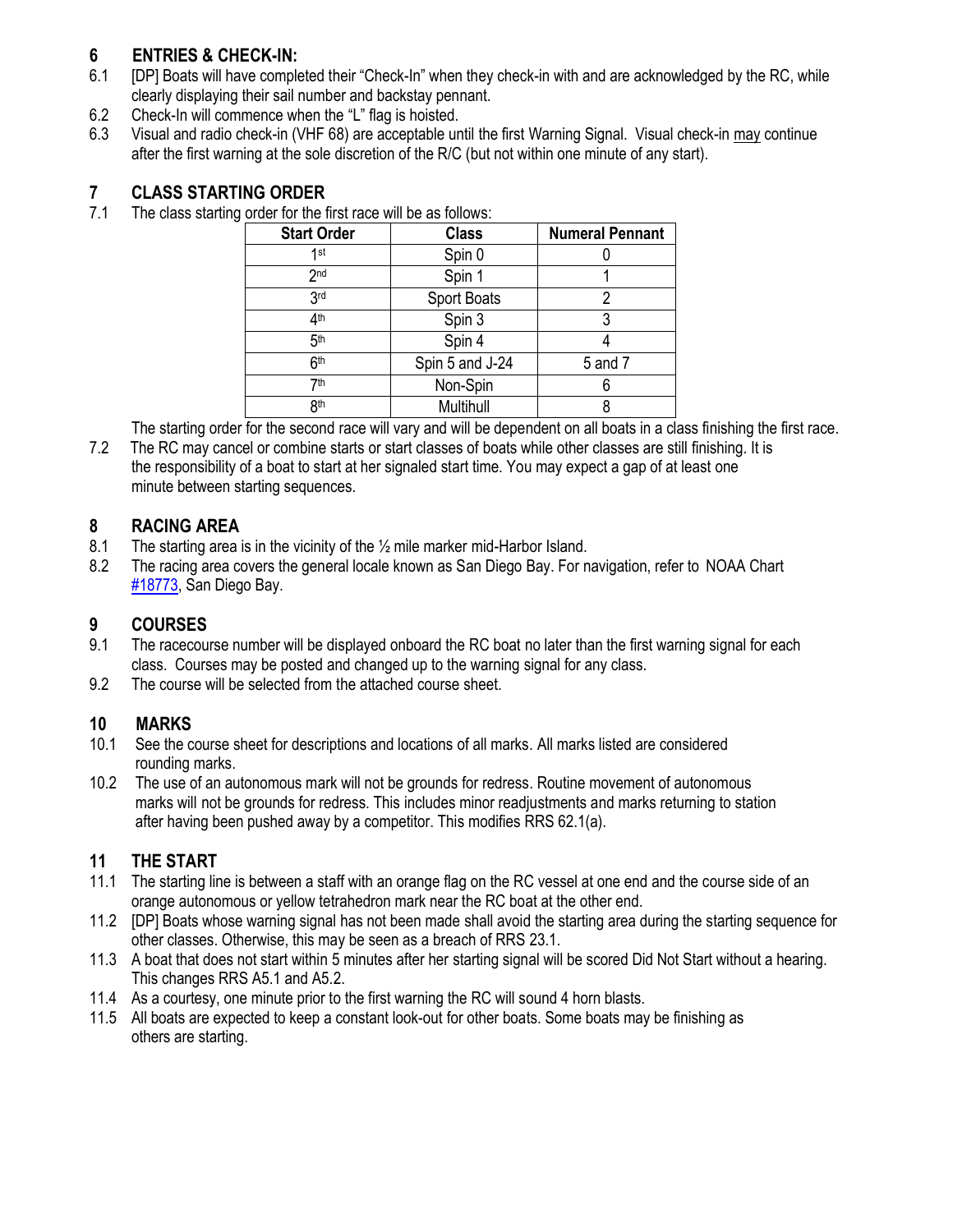## 6 ENTRIES & CHECK-IN:

6.1 [DP] Boats will have completed their "Check-In" when they check-in with and are acknowledged by the RC, while clearly displaying their sail number and backstay pennant.

6.2 Check-In will commence when the "L" flag is hoisted.

6.3 Visual and radio check-in (VHF 68) are acceptable until the first Warning Signal. Visual check-in may continue after the first warning at the sole discretion of the R/C (but not within one minute of any start).

## 7 CLASS STARTING ORDER

7.1 The class starting order for the first race will be as follows:

| Start Order | Class | Numeral Pennant |
|---|---|---|
| 1st | Spin 0 | 0 |
| 2nd | Spin 1 | 1 |
| 3rd | Sport Boats | 2 |
| 4th | Spin 3 | 3 |
| 5th | Spin 4 | 4 |
| 6th | Spin 5 and J-24 | 5 and 7 |
| 7th | Non-Spin | 6 |
| 8th | Multihull | 8 |

The starting order for the second race will vary and will be dependent on all boats in a class finishing the first race.

7.2 The RC may cancel or combine starts or start classes of boats while other classes are still finishing. It is the responsibility of a boat to start at her signaled start time. You may expect a gap of at least one minute between starting sequences.

## 8 RACING AREA

8.1 The starting area is in the vicinity of the ½ mile marker mid-Harbor Island.

8.2 The racing area covers the general locale known as San Diego Bay. For navigation, refer to NOAA Chart #18773, San Diego Bay.

## 9 COURSES

9.1 The racecourse number will be displayed onboard the RC boat no later than the first warning signal for each class. Courses may be posted and changed up to the warning signal for any class.

9.2 The course will be selected from the attached course sheet.

## 10 MARKS

10.1 See the course sheet for descriptions and locations of all marks. All marks listed are considered rounding marks.

10.2 The use of an autonomous mark will not be grounds for redress. Routine movement of autonomous marks will not be grounds for redress. This includes minor readjustments and marks returning to station after having been pushed away by a competitor. This modifies RRS 62.1(a).

## 11 THE START

11.1 The starting line is between a staff with an orange flag on the RC vessel at one end and the course side of an orange autonomous or yellow tetrahedron mark near the RC boat at the other end.

11.2 [DP] Boats whose warning signal has not been made shall avoid the starting area during the starting sequence for other classes. Otherwise, this may be seen as a breach of RRS 23.1.

11.3 A boat that does not start within 5 minutes after her starting signal will be scored Did Not Start without a hearing. This changes RRS A5.1 and A5.2.

11.4 As a courtesy, one minute prior to the first warning the RC will sound 4 horn blasts.

11.5 All boats are expected to keep a constant look-out for other boats. Some boats may be finishing as others are starting.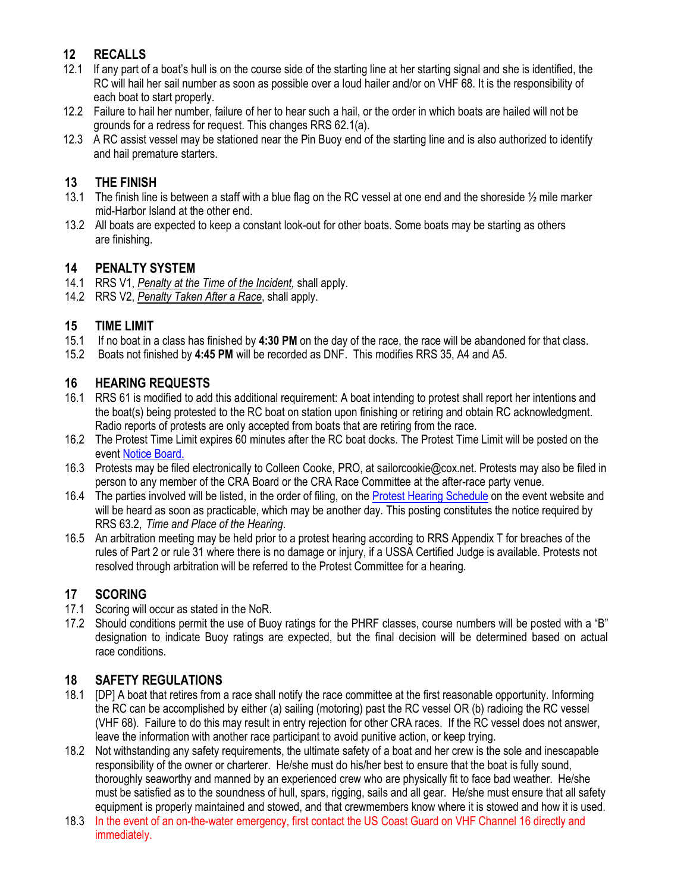## 12 RECALLS

12.1 If any part of a boat's hull is on the course side of the starting line at her starting signal and she is identified, the RC will hail her sail number as soon as possible over a loud hailer and/or on VHF 68. It is the responsibility of each boat to start properly.

12.2 Failure to hail her number, failure of her to hear such a hail, or the order in which boats are hailed will not be grounds for a redress for request. This changes RRS 62.1(a).

12.3 A RC assist vessel may be stationed near the Pin Buoy end of the starting line and is also authorized to identify and hail premature starters.

## 13 THE FINISH

13.1 The finish line is between a staff with a blue flag on the RC vessel at one end and the shoreside ½ mile marker mid-Harbor Island at the other end.

13.2 All boats are expected to keep a constant look-out for other boats. Some boats may be starting as others are finishing.

## 14 PENALTY SYSTEM

14.1 RRS V1, *Penalty at the Time of the Incident,* shall apply.

14.2 RRS V2, *Penalty Taken After a Race*, shall apply.

## 15 TIME LIMIT

15.1 If no boat in a class has finished by **4:30 PM** on the day of the race, the race will be abandoned for that class.

15.2 Boats not finished by **4:45 PM** will be recorded as DNF. This modifies RRS 35, A4 and A5.

## 16 HEARING REQUESTS

16.1 RRS 61 is modified to add this additional requirement: A boat intending to protest shall report her intentions and the boat(s) being protested to the RC boat on station upon finishing or retiring and obtain RC acknowledgment. Radio reports of protests are only accepted from boats that are retiring from the race.

16.2 The Protest Time Limit expires 60 minutes after the RC boat docks. The Protest Time Limit will be posted on the event Notice Board.

16.3 Protests may be filed electronically to Colleen Cooke, PRO, at sailorcookie@cox.net. Protests may also be filed in person to any member of the CRA Board or the CRA Race Committee at the after-race party venue.

16.4 The parties involved will be listed, in the order of filing, on the Protest Hearing Schedule on the event website and will be heard as soon as practicable, which may be another day. This posting constitutes the notice required by RRS 63.2, *Time and Place of the Hearing.*

16.5 An arbitration meeting may be held prior to a protest hearing according to RRS Appendix T for breaches of the rules of Part 2 or rule 31 where there is no damage or injury, if a USSA Certified Judge is available. Protests not resolved through arbitration will be referred to the Protest Committee for a hearing.

## 17 SCORING

17.1 Scoring will occur as stated in the NoR.

17.2 Should conditions permit the use of Buoy ratings for the PHRF classes, course numbers will be posted with a "B" designation to indicate Buoy ratings are expected, but the final decision will be determined based on actual race conditions.

## 18 SAFETY REGULATIONS

18.1 [DP] A boat that retires from a race shall notify the race committee at the first reasonable opportunity. Informing the RC can be accomplished by either (a) sailing (motoring) past the RC vessel OR (b) radioing the RC vessel (VHF 68). Failure to do this may result in entry rejection for other CRA races. If the RC vessel does not answer, leave the information with another race participant to avoid punitive action, or keep trying.

18.2 Not withstanding any safety requirements, the ultimate safety of a boat and her crew is the sole and inescapable responsibility of the owner or charterer. He/she must do his/her best to ensure that the boat is fully sound, thoroughly seaworthy and manned by an experienced crew who are physically fit to face bad weather. He/she must be satisfied as to the soundness of hull, spars, rigging, sails and all gear. He/she must ensure that all safety equipment is properly maintained and stowed, and that crewmembers know where it is stowed and how it is used.

18.3 In the event of an on-the-water emergency, first contact the US Coast Guard on VHF Channel 16 directly and immediately.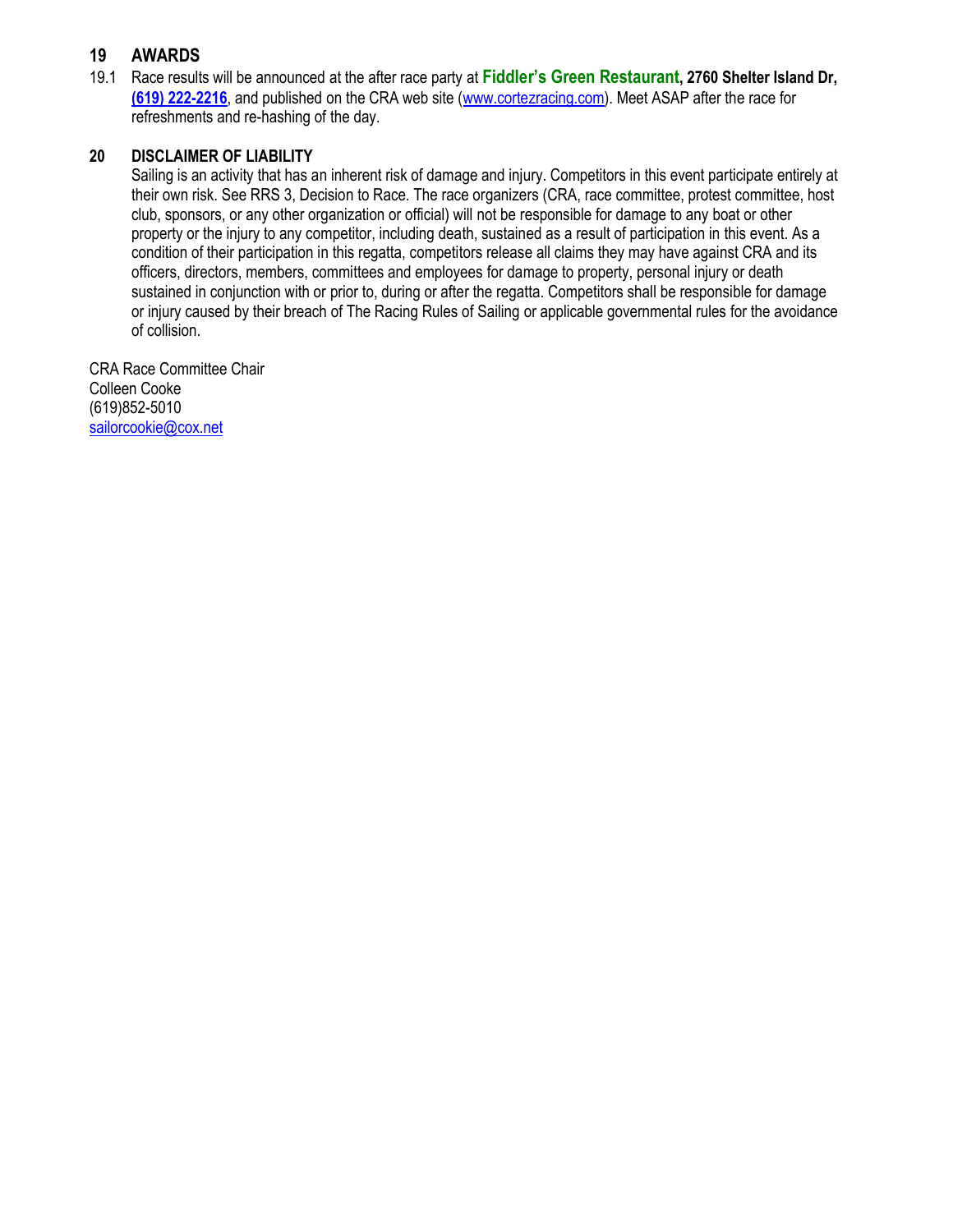## 19 AWARDS

19.1 Race results will be announced at the after race party at **Fiddler's Green Restaurant, 2760 Shelter Island Dr, (619) 222-2216**, and published on the CRA web site (www.cortezracing.com). Meet ASAP after the race for refreshments and re-hashing of the day.

## 20 DISCLAIMER OF LIABILITY

Sailing is an activity that has an inherent risk of damage and injury. Competitors in this event participate entirely at their own risk. See RRS 3, Decision to Race. The race organizers (CRA, race committee, protest committee, host club, sponsors, or any other organization or official) will not be responsible for damage to any boat or other property or the injury to any competitor, including death, sustained as a result of participation in this event. As a condition of their participation in this regatta, competitors release all claims they may have against CRA and its officers, directors, members, committees and employees for damage to property, personal injury or death sustained in conjunction with or prior to, during or after the regatta. Competitors shall be responsible for damage or injury caused by their breach of The Racing Rules of Sailing or applicable governmental rules for the avoidance of collision.

CRA Race Committee Chair
Colleen Cooke
(619)852-5010
sailorcookie@cox.net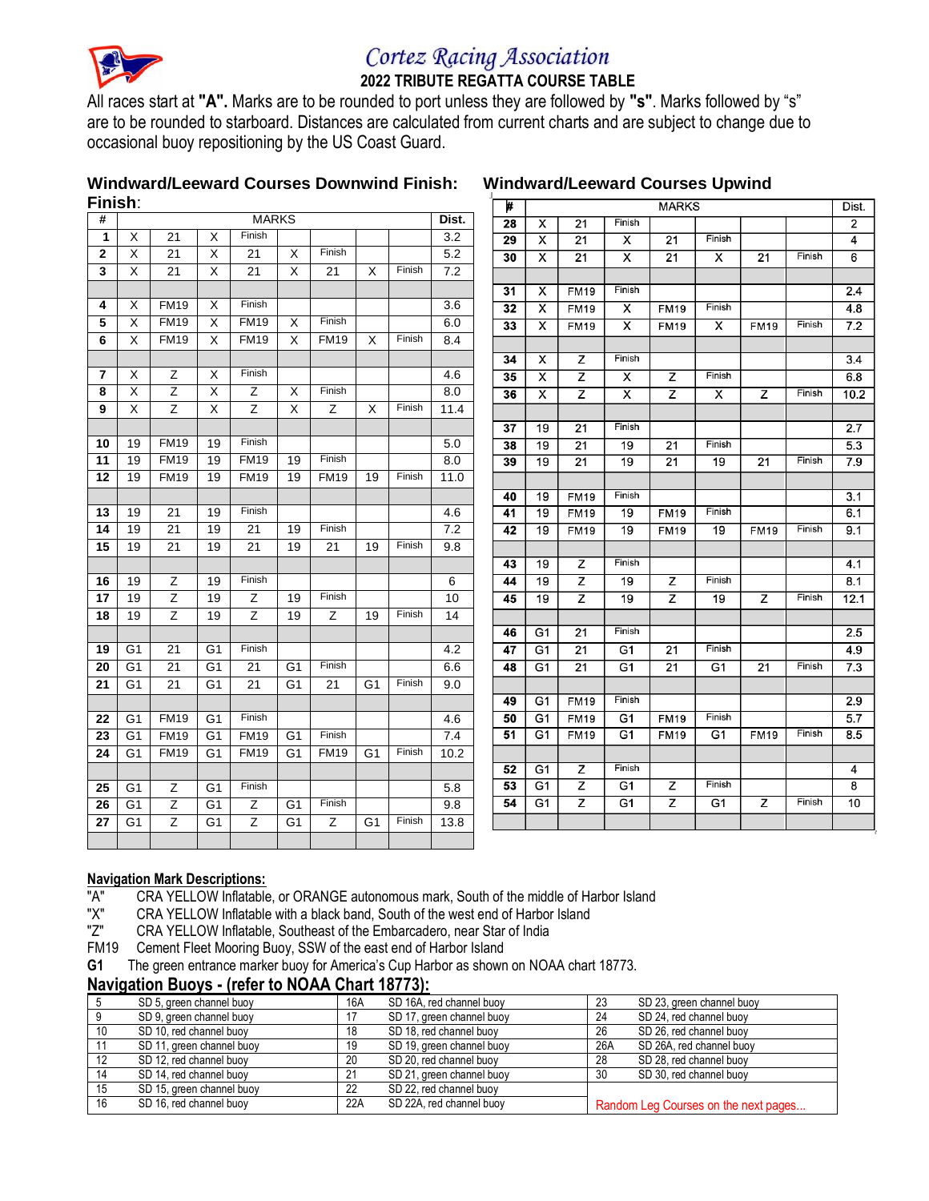# Cortez Racing Association

## 2022 TRIBUTE REGATTA COURSE TABLE

All races start at **"A".** Marks are to be rounded to port unless they are followed by **"s"**. Marks followed by "s" are to be rounded to starboard. Distances are calculated from current charts and are subject to change due to occasional buoy repositioning by the US Coast Guard.

### Windward/Leeward Courses Downwind Finish:

| # | MARKS | | | | | | | | Dist. |
|---|---|---|---|---|---|---|---|---|---|
| 1 | X | 21 | X | Finish | | | | | 3.2 |
| 2 | X | 21 | X | 21 | X | Finish | | | 5.2 |
| 3 | X | 21 | X | 21 | X | 21 | X | Finish | 7.2 |
| | | | | | | | | | |
| 4 | X | FM19 | X | Finish | | | | | 3.6 |
| 5 | X | FM19 | X | FM19 | X | Finish | | | 6.0 |
| 6 | X | FM19 | X | FM19 | X | FM19 | X | Finish | 8.4 |
| | | | | | | | | | |
| 7 | X | Z | X | Finish | | | | | 4.6 |
| 8 | X | Z | X | Z | X | Finish | | | 8.0 |
| 9 | X | Z | X | Z | X | Z | X | Finish | 11.4 |
| | | | | | | | | | |
| 10 | 19 | FM19 | 19 | Finish | | | | | 5.0 |
| 11 | 19 | FM19 | 19 | FM19 | 19 | Finish | | | 8.0 |
| 12 | 19 | FM19 | 19 | FM19 | 19 | FM19 | 19 | Finish | 11.0 |
| | | | | | | | | | |
| 13 | 19 | 21 | 19 | Finish | | | | | 4.6 |
| 14 | 19 | 21 | 19 | 21 | 19 | Finish | | | 7.2 |
| 15 | 19 | 21 | 19 | 21 | 19 | 21 | 19 | Finish | 9.8 |
| | | | | | | | | | |
| 16 | 19 | Z | 19 | Finish | | | | | 6 |
| 17 | 19 | Z | 19 | Z | 19 | Finish | | | 10 |
| 18 | 19 | Z | 19 | Z | 19 | Z | 19 | Finish | 14 |
| | | | | | | | | | |
| 19 | G1 | 21 | G1 | Finish | | | | | 4.2 |
| 20 | G1 | 21 | G1 | 21 | G1 | Finish | | | 6.6 |
| 21 | G1 | 21 | G1 | 21 | G1 | 21 | G1 | Finish | 9.0 |
| | | | | | | | | | |
| 22 | G1 | FM19 | G1 | Finish | | | | | 4.6 |
| 23 | G1 | FM19 | G1 | FM19 | G1 | Finish | | | 7.4 |
| 24 | G1 | FM19 | G1 | FM19 | G1 | FM19 | G1 | Finish | 10.2 |
| | | | | | | | | | |
| 25 | G1 | Z | G1 | Finish | | | | | 5.8 |
| 26 | G1 | Z | G1 | Z | G1 | Finish | | | 9.8 |
| 27 | G1 | Z | G1 | Z | G1 | Z | G1 | Finish | 13.8 |

### Windward/Leeward Courses Upwind Finish:

| # | MARKS | | | | | | | Dist. |
|---|---|---|---|---|---|---|---|---|
| 28 | X | 21 | Finish | | | | | 2 |
| 29 | X | 21 | X | 21 | Finish | | | 4 |
| 30 | X | 21 | X | 21 | X | 21 | Finish | 6 |
| | | | | | | | | |
| 31 | X | FM19 | Finish | | | | | 2.4 |
| 32 | X | FM19 | X | FM19 | Finish | | | 4.8 |
| 33 | X | FM19 | X | FM19 | X | FM19 | Finish | 7.2 |
| | | | | | | | | |
| 34 | X | Z | Finish | | | | | 3.4 |
| 35 | X | Z | X | Z | Finish | | | 6.8 |
| 36 | X | Z | X | Z | X | Z | Finish | 10.2 |
| | | | | | | | | |
| 37 | 19 | 21 | Finish | | | | | 2.7 |
| 38 | 19 | 21 | 19 | 21 | Finish | | | 5.3 |
| 39 | 19 | 21 | 19 | 21 | 19 | 21 | Finish | 7.9 |
| | | | | | | | | |
| 40 | 19 | FM19 | Finish | | | | | 3.1 |
| 41 | 19 | FM19 | 19 | FM19 | Finish | | | 6.1 |
| 42 | 19 | FM19 | 19 | FM19 | 19 | FM19 | Finish | 9.1 |
| | | | | | | | | |
| 43 | 19 | Z | Finish | | | | | 4.1 |
| 44 | 19 | Z | 19 | Z | Finish | | | 8.1 |
| 45 | 19 | Z | 19 | Z | 19 | Z | Finish | 12.1 |
| | | | | | | | | |
| 46 | G1 | 21 | Finish | | | | | 2.5 |
| 47 | G1 | 21 | G1 | 21 | Finish | | | 4.9 |
| 48 | G1 | 21 | G1 | 21 | G1 | 21 | Finish | 7.3 |
| | | | | | | | | |
| 49 | G1 | FM19 | Finish | | | | | 2.9 |
| 50 | G1 | FM19 | G1 | FM19 | Finish | | | 5.7 |
| 51 | G1 | FM19 | G1 | FM19 | G1 | FM19 | Finish | 8.5 |
| | | | | | | | | |
| 52 | G1 | Z | Finish | | | | | 4 |
| 53 | G1 | Z | G1 | Z | Finish | | | 8 |
| 54 | G1 | Z | G1 | Z | G1 | Z | Finish | 10 |

**Navigation Mark Descriptions:**

"A" CRA YELLOW Inflatable, or ORANGE autonomous mark, South of the middle of Harbor Island
"X" CRA YELLOW Inflatable with a black band, South of the west end of Harbor Island
"Z" CRA YELLOW Inflatable, Southeast of the Embarcadero, near Star of India
FM19 Cement Fleet Mooring Buoy, SSW of the east end of Harbor Island
**G1** The green entrance marker buoy for America's Cup Harbor as shown on NOAA chart 18773.

## Navigation Buoys - (refer to NOAA Chart 18773):

| | | | | | |
|---|---|---|---|---|---|
| 5 | SD 5, green channel buoy | 16A | SD 16A, red channel buoy | 23 | SD 23, green channel buoy |
| 9 | SD 9, green channel buoy | 17 | SD 17, green channel buoy | 24 | SD 24, red channel buoy |
| 10 | SD 10, red channel buoy | 18 | SD 18, red channel buoy | 26 | SD 26, red channel buoy |
| 11 | SD 11, green channel buoy | 19 | SD 19, green channel buoy | 26A | SD 26A, red channel buoy |
| 12 | SD 12, red channel buoy | 20 | SD 20, red channel buoy | 28 | SD 28, red channel buoy |
| 14 | SD 14, red channel buoy | 21 | SD 21, green channel buoy | 30 | SD 30, red channel buoy |
| 15 | SD 15, green channel buoy | 22 | SD 22, red channel buoy | | |
| 16 | SD 16, red channel buoy | 22A | SD 22A, red channel buoy | | Random Leg Courses on the next pages... |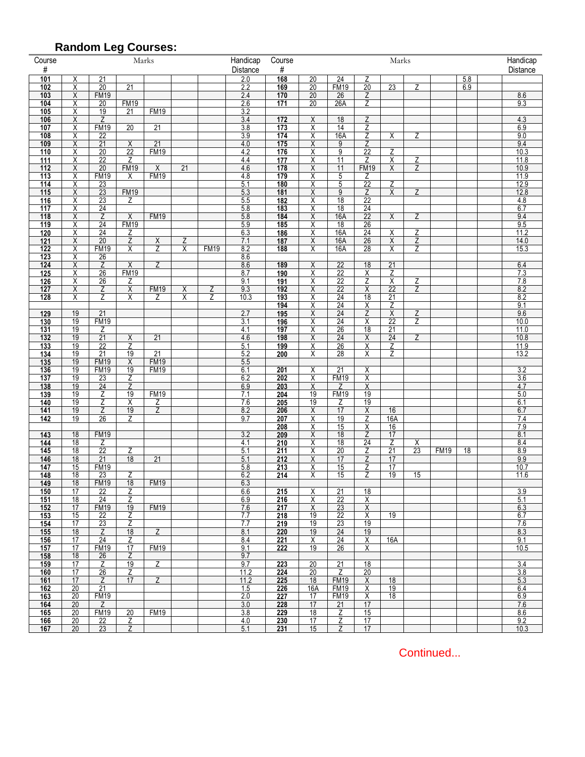## Random Leg Courses:

| Course # | Marks | | | | | | Handicap Distance | Course # | Marks | | | | | | | Handicap Distance |
|---|---|---|---|---|---|---|---|---|---|---|---|---|---|---|---|---|
| 101 | X | 21 | | | | | 2.0 | 168 | 20 | 24 | Z | | | | 5.8 | |
| 102 | X | 20 | 21 | | | | 2.2 | 169 | 20 | FM19 | 20 | 23 | Z | | 6.9 | |
| 103 | X | FM19 | | | | | 2.4 | 170 | 20 | 26 | Z | | | | | 8.6 |
| 104 | X | 20 | FM19 | | | | 2.6 | 171 | 20 | 26A | Z | | | | | 9.3 |
| 105 | X | 19 | 21 | FM19 | | | 3.2 | | | | | | | | | |
| 106 | X | Z | | | | | 3.4 | 172 | X | 18 | Z | | | | | 4.3 |
| 107 | X | FM19 | 20 | 21 | | | 3.8 | 173 | X | 14 | Z | | | | | 6.9 |
| 108 | X | 22 | | | | | 3.9 | 174 | X | 16A | Z | X | Z | | | 9.0 |
| 109 | X | 21 | X | 21 | | | 4.0 | 175 | X | 9 | Z | | | | | 9.4 |
| 110 | X | 20 | 22 | FM19 | | | 4.2 | 176 | X | 9 | 22 | Z | | | | 10.3 |
| 111 | X | 22 | Z | | | | 4.4 | 177 | X | 11 | Z | X | Z | | | 11.8 |
| 112 | X | 20 | FM19 | X | 21 | | 4.6 | 178 | X | 11 | FM19 | X | Z | | | 10.9 |
| 113 | X | FM19 | X | FM19 | | | 4.8 | 179 | X | 5 | Z | | | | | 11.9 |
| 114 | X | 23 | | | | | 5.1 | 180 | X | 5 | 22 | Z | | | | 12.9 |
| 115 | X | 23 | FM19 | | | | 5.3 | 181 | X | 9 | Z | X | Z | | | 12.8 |
| 116 | X | 23 | Z | | | | 5.5 | 182 | X | 18 | 22 | | | | | 4.8 |
| 117 | X | 24 | | | | | 5.8 | 183 | X | 18 | 24 | | | | | 6.7 |
| 118 | X | Z | X | FM19 | | | 5.8 | 184 | X | 16A | 22 | X | Z | | | 9.4 |
| 119 | X | 24 | FM19 | | | | 5.9 | 185 | X | 18 | 26 | | | | | 9.5 |
| 120 | X | 24 | Z | | | | 6.3 | 186 | X | 16A | 24 | X | Z | | | 11.2 |
| 121 | X | 20 | Z | X | Z | | 7.1 | 187 | X | 16A | 26 | X | Z | | | 14.0 |
| 122 | X | FM19 | X | Z | X | FM19 | 8.2 | 188 | X | 16A | 28 | X | Z | | | 15.3 |
| 123 | X | 26 | | | | | 8.6 | | | | | | | | | |
| 124 | X | Z | X | Z | | | 8.6 | 189 | X | 22 | 18 | 21 | | | | 6.4 |
| 125 | X | 26 | FM19 | | | | 8.7 | 190 | X | 22 | X | Z | | | | 7.3 |
| 126 | X | 26 | Z | | | | 9.1 | 191 | X | 22 | Z | X | Z | | | 7.8 |
| 127 | X | Z | X | FM19 | X | Z | 9.3 | 192 | X | 22 | X | 22 | Z | | | 8.2 |
| 128 | X | Z | X | Z | X | Z | 10.3 | 193 | X | 24 | 18 | 21 | | | | 8.2 |
| | | | | | | | | 194 | X | 24 | X | Z | | | | 9.1 |
| 129 | 19 | 21 | | | | | 2.7 | 195 | X | 24 | Z | X | Z | | | 9.6 |
| 130 | 19 | FM19 | | | | | 3.1 | 196 | X | 24 | X | 22 | Z | | | 10.0 |
| 131 | 19 | Z | | | | | 4.1 | 197 | X | 26 | 18 | 21 | | | | 11.0 |
| 132 | 19 | 21 | X | 21 | | | 4.6 | 198 | X | 24 | X | 24 | Z | | | 10.8 |
| 133 | 19 | 22 | Z | | | | 5.1 | 199 | X | 26 | X | Z | | | | 11.9 |
| 134 | 19 | 21 | 19 | 21 | | | 5.2 | 200 | X | 28 | X | Z | | | | 13.2 |
| 135 | 19 | FM19 | X | FM19 | | | 5.5 | | | | | | | | | |
| 136 | 19 | FM19 | 19 | FM19 | | | 6.1 | 201 | X | 21 | X | | | | | 3.2 |
| 137 | 19 | 23 | Z | | | | 6.2 | 202 | X | FM19 | X | | | | | 3.6 |
| 138 | 19 | 24 | Z | | | | 6.9 | 203 | X | Z | X | | | | | 4.7 |
| 139 | 19 | Z | 19 | FM19 | | | 7.1 | 204 | 19 | FM19 | 19 | | | | | 5.0 |
| 140 | 19 | Z | X | Z | | | 7.6 | 205 | 19 | Z | 19 | | | | | 6.1 |
| 141 | 19 | Z | 19 | Z | | | 8.2 | 206 | X | 17 | X | 16 | | | | 6.7 |
| 142 | 19 | 26 | Z | | | | 9.7 | 207 | X | 19 | Z | 16A | | | | 7.4 |
| | | | | | | | | 208 | X | 15 | X | 16 | | | | 7.9 |
| 143 | 18 | FM19 | | | | | 3.2 | 209 | X | 18 | Z | 17 | | | | 8.1 |
| 144 | 18 | Z | | | | | 4.1 | 210 | X | 18 | 24 | Z | X | | | 8.4 |
| 145 | 18 | 22 | Z | | | | 5.1 | 211 | X | 20 | Z | 21 | 23 | FM19 | 18 | 8.9 |
| 146 | 18 | 21 | 18 | 21 | | | 5.1 | 212 | X | 17 | Z | 17 | | | | 9.9 |
| 147 | 15 | FM19 | | | | | 5.8 | 213 | X | 15 | Z | 17 | | | | 10.7 |
| 148 | 18 | 23 | Z | | | | 6.2 | 214 | X | 15 | Z | 19 | 15 | | | 11.6 |
| 149 | 18 | FM19 | 18 | FM19 | | | 6.3 | | | | | | | | | |
| 150 | 17 | 22 | Z | | | | 6.6 | 215 | X | 21 | 18 | | | | | 3.9 |
| 151 | 18 | 24 | Z | | | | 6.9 | 216 | X | 22 | X | | | | | 5.1 |
| 152 | 17 | FM19 | 19 | FM19 | | | 7.6 | 217 | X | 23 | X | | | | | 6.3 |
| 153 | 15 | 22 | Z | | | | 7.7 | 218 | 19 | 22 | X | 19 | | | | 6.7 |
| 154 | 17 | 23 | Z | | | | 7.7 | 219 | 19 | 23 | 19 | | | | | 7.6 |
| 155 | 18 | Z | 18 | Z | | | 8.1 | 220 | 19 | 24 | 19 | | | | | 8.3 |
| 156 | 17 | 24 | Z | | | | 8.4 | 221 | X | 24 | X | 16A | | | | 9.1 |
| 157 | 17 | FM19 | 17 | FM19 | | | 9.1 | 222 | 19 | 26 | X | | | | | 10.5 |
| 158 | 18 | 26 | Z | | | | 9.7 | | | | | | | | | |
| 159 | 17 | Z | 19 | Z | | | 9.7 | 223 | 20 | 21 | 18 | | | | | 3.4 |
| 160 | 17 | 26 | Z | | | | 11.2 | 224 | 20 | Z | 20 | | | | | 3.8 |
| 161 | 17 | Z | 17 | Z | | | 11.2 | 225 | 18 | FM19 | X | 18 | | | | 5.3 |
| 162 | 20 | 21 | | | | | 1.5 | 226 | 16A | FM19 | X | 19 | | | | 6.4 |
| 163 | 20 | FM19 | | | | | 2.0 | 227 | 17 | FM19 | X | 18 | | | | 6.9 |
| 164 | 20 | Z | | | | | 3.0 | 228 | 17 | 21 | 17 | | | | | 7.6 |
| 165 | 20 | FM19 | 20 | FM19 | | | 3.8 | 229 | 18 | Z | 15 | | | | | 8.6 |
| 166 | 20 | 22 | Z | | | | 4.0 | 230 | 17 | Z | 17 | | | | | 9.2 |
| 167 | 20 | 23 | Z | | | | 5.1 | 231 | 15 | Z | 17 | | | | | 10.3 |

Continued...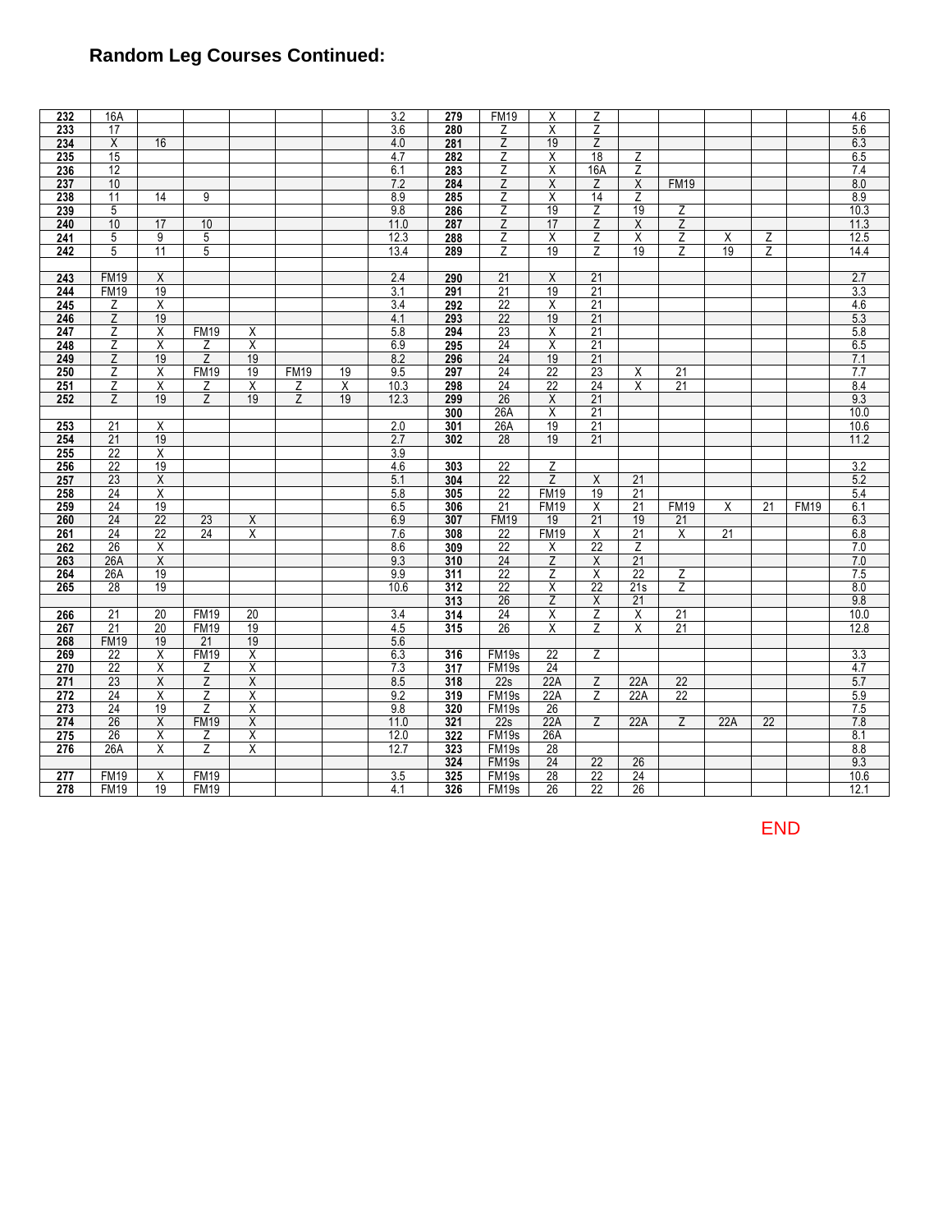## Random Leg Courses Continued:

| | | | | | | | | | | | | | | | | | |
|---|---|---|---|---|---|---|---|---|---|---|---|---|---|---|---|---|---|
| **232** | 16A | | | | | | 3.2 | **279** | FM19 | X | Z | | | | | | 4.6 |
| **233** | 17 | | | | | | 3.6 | **280** | Z | X | Z | | | | | | 5.6 |
| **234** | X | 16 | | | | | 4.0 | **281** | Z | 19 | Z | | | | | | 6.3 |
| **235** | 15 | | | | | | 4.7 | **282** | Z | X | 18 | Z | | | | | 6.5 |
| **236** | 12 | | | | | | 6.1 | **283** | Z | X | 16A | Z | | | | | 7.4 |
| **237** | 10 | | | | | | 7.2 | **284** | Z | X | Z | X | FM19 | | | | 8.0 |
| **238** | 11 | 14 | 9 | | | | 8.9 | **285** | Z | X | 14 | Z | | | | | 8.9 |
| **239** | 5 | | | | | | 9.8 | **286** | Z | 19 | Z | 19 | Z | | | | 10.3 |
| **240** | 10 | 17 | 10 | | | | 11.0 | **287** | Z | 17 | Z | X | Z | | | | 11.3 |
| **241** | 5 | 9 | 5 | | | | 12.3 | **288** | Z | X | Z | X | Z | X | Z | | 12.5 |
| **242** | 5 | 11 | 5 | | | | 13.4 | **289** | Z | 19 | Z | 19 | Z | 19 | Z | | 14.4 |
| | | | | | | | | | | | | | | | | | |
| **243** | FM19 | X | | | | | 2.4 | **290** | 21 | X | 21 | | | | | | 2.7 |
| **244** | FM19 | 19 | | | | | 3.1 | **291** | 21 | 19 | 21 | | | | | | 3.3 |
| **245** | Z | X | | | | | 3.4 | **292** | 22 | X | 21 | | | | | | 4.6 |
| **246** | Z | 19 | | | | | 4.1 | **293** | 22 | 19 | 21 | | | | | | 5.3 |
| **247** | Z | X | FM19 | X | | | 5.8 | **294** | 23 | X | 21 | | | | | | 5.8 |
| **248** | Z | X | Z | X | | | 6.9 | **295** | 24 | X | 21 | | | | | | 6.5 |
| **249** | Z | 19 | Z | 19 | | | 8.2 | **296** | 24 | 19 | 21 | | | | | | 7.1 |
| **250** | Z | X | FM19 | 19 | FM19 | 19 | 9.5 | **297** | 24 | 22 | 23 | X | 21 | | | | 7.7 |
| **251** | Z | X | Z | X | Z | X | 10.3 | **298** | 24 | 22 | 24 | X | 21 | | | | 8.4 |
| **252** | Z | 19 | Z | 19 | Z | 19 | 12.3 | **299** | 26 | X | 21 | | | | | | 9.3 |
| | | | | | | | | **300** | 26A | X | 21 | | | | | | 10.0 |
| **253** | 21 | X | | | | | 2.0 | **301** | 26A | 19 | 21 | | | | | | 10.6 |
| **254** | 21 | 19 | | | | | 2.7 | **302** | 28 | 19 | 21 | | | | | | 11.2 |
| **255** | 22 | X | | | | | 3.9 | | | | | | | | | | |
| **256** | 22 | 19 | | | | | 4.6 | **303** | 22 | Z | | | | | | | 3.2 |
| **257** | 23 | X | | | | | 5.1 | **304** | 22 | Z | X | 21 | | | | | 5.2 |
| **258** | 24 | X | | | | | 5.8 | **305** | 22 | FM19 | 19 | 21 | | | | | 5.4 |
| **259** | 24 | 19 | | | | | 6.5 | **306** | 21 | FM19 | X | 21 | FM19 | X | 21 | FM19 | 6.1 |
| **260** | 24 | 22 | 23 | X | | | 6.9 | **307** | FM19 | 19 | 21 | 19 | 21 | | | | 6.3 |
| **261** | 24 | 22 | 24 | X | | | 7.6 | **308** | 22 | FM19 | X | 21 | X | 21 | | | 6.8 |
| **262** | 26 | X | | | | | 8.6 | **309** | 22 | X | 22 | Z | | | | | 7.0 |
| **263** | 26A | X | | | | | 9.3 | **310** | 24 | Z | X | 21 | | | | | 7.0 |
| **264** | 26A | 19 | | | | | 9.9 | **311** | 22 | Z | X | 22 | Z | | | | 7.5 |
| **265** | 28 | 19 | | | | | 10.6 | **312** | 22 | X | 22 | 21s | Z | | | | 8.0 |
| | | | | | | | | **313** | 26 | Z | X | 21 | | | | | 9.8 |
| **266** | 21 | 20 | FM19 | 20 | | | 3.4 | **314** | 24 | X | Z | X | 21 | | | | 10.0 |
| **267** | 21 | 20 | FM19 | 19 | | | 4.5 | **315** | 26 | X | Z | X | 21 | | | | 12.8 |
| **268** | FM19 | 19 | 21 | 19 | | | 5.6 | | | | | | | | | | |
| **269** | 22 | X | FM19 | X | | | 6.3 | **316** | FM19s | 22 | Z | | | | | | 3.3 |
| **270** | 22 | X | Z | X | | | 7.3 | **317** | FM19s | 24 | | | | | | | 4.7 |
| **271** | 23 | X | Z | X | | | 8.5 | **318** | 22s | 22A | Z | 22A | 22 | | | | 5.7 |
| **272** | 24 | X | Z | X | | | 9.2 | **319** | FM19s | 22A | Z | 22A | 22 | | | | 5.9 |
| **273** | 24 | 19 | Z | X | | | 9.8 | **320** | FM19s | 26 | | | | | | | 7.5 |
| **274** | 26 | X | FM19 | X | | | 11.0 | **321** | 22s | 22A | Z | 22A | Z | 22A | 22 | | 7.8 |
| **275** | 26 | X | Z | X | | | 12.0 | **322** | FM19s | 26A | | | | | | | 8.1 |
| **276** | 26A | X | Z | X | | | 12.7 | **323** | FM19s | 28 | | | | | | | 8.8 |
| | | | | | | | | **324** | FM19s | 24 | 22 | 26 | | | | | 9.3 |
| **277** | FM19 | X | FM19 | | | | 3.5 | **325** | FM19s | 28 | 22 | 24 | | | | | 10.6 |
| **278** | FM19 | 19 | FM19 | | | | 4.1 | **326** | FM19s | 26 | 22 | 26 | | | | | 12.1 |

END